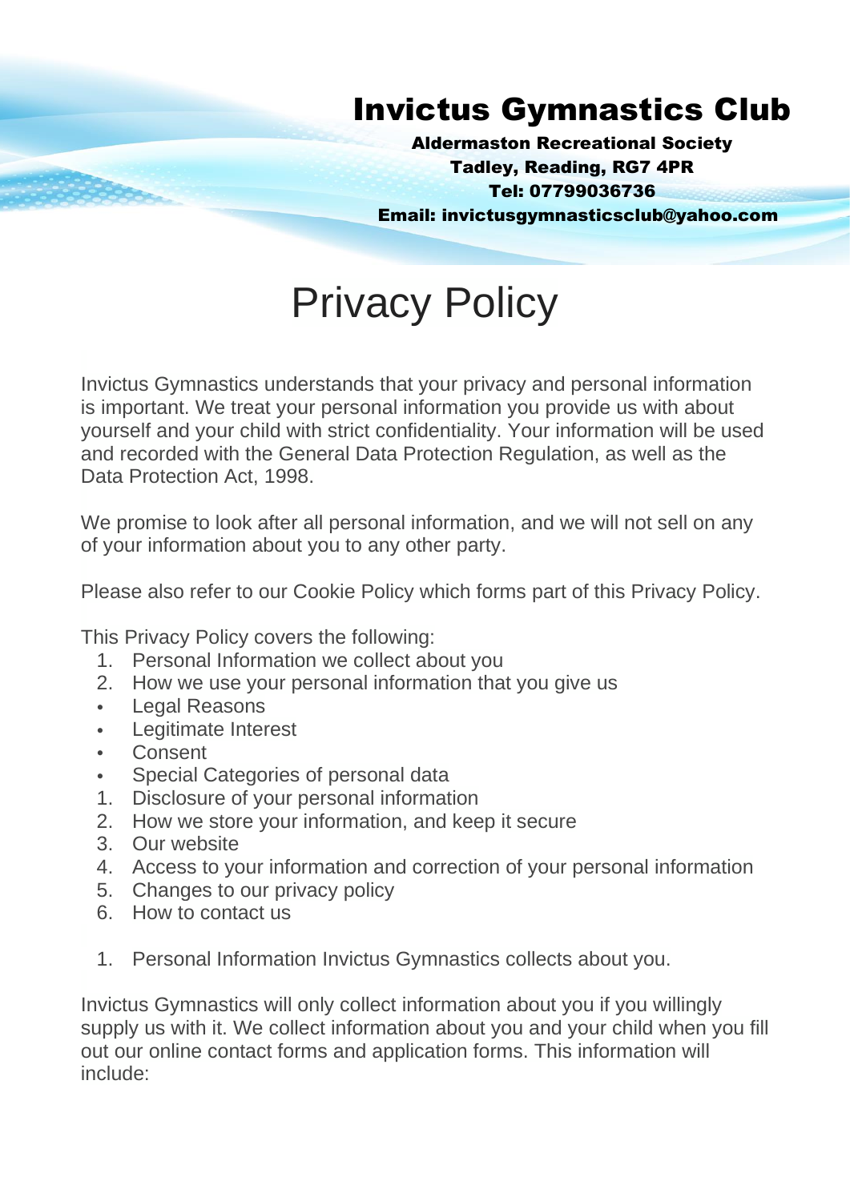# Invictus Gymnastics Club

**Aldermaston Recreational Society**
**Tadley, Reading, RG7 4PR**
**Tel: 07799036736**
**Email: invictusgymnasticsclub@yahoo.com**

# Privacy Policy

Invictus Gymnastics understands that your privacy and personal information is important. We treat your personal information you provide us with about yourself and your child with strict confidentiality. Your information will be used and recorded with the General Data Protection Regulation, as well as the Data Protection Act, 1998.

We promise to look after all personal information, and we will not sell on any of your information about you to any other party.

Please also refer to our Cookie Policy which forms part of this Privacy Policy.

This Privacy Policy covers the following:

1. Personal Information we collect about you
2. How we use your personal information that you give us
- Legal Reasons
- Legitimate Interest
- Consent
- Special Categories of personal data
1. Disclosure of your personal information
2. How we store your information, and keep it secure
3. Our website
4. Access to your information and correction of your personal information
5. Changes to our privacy policy
6. How to contact us

1. Personal Information Invictus Gymnastics collects about you.

Invictus Gymnastics will only collect information about you if you willingly supply us with it. We collect information about you and your child when you fill out our online contact forms and application forms. This information will include: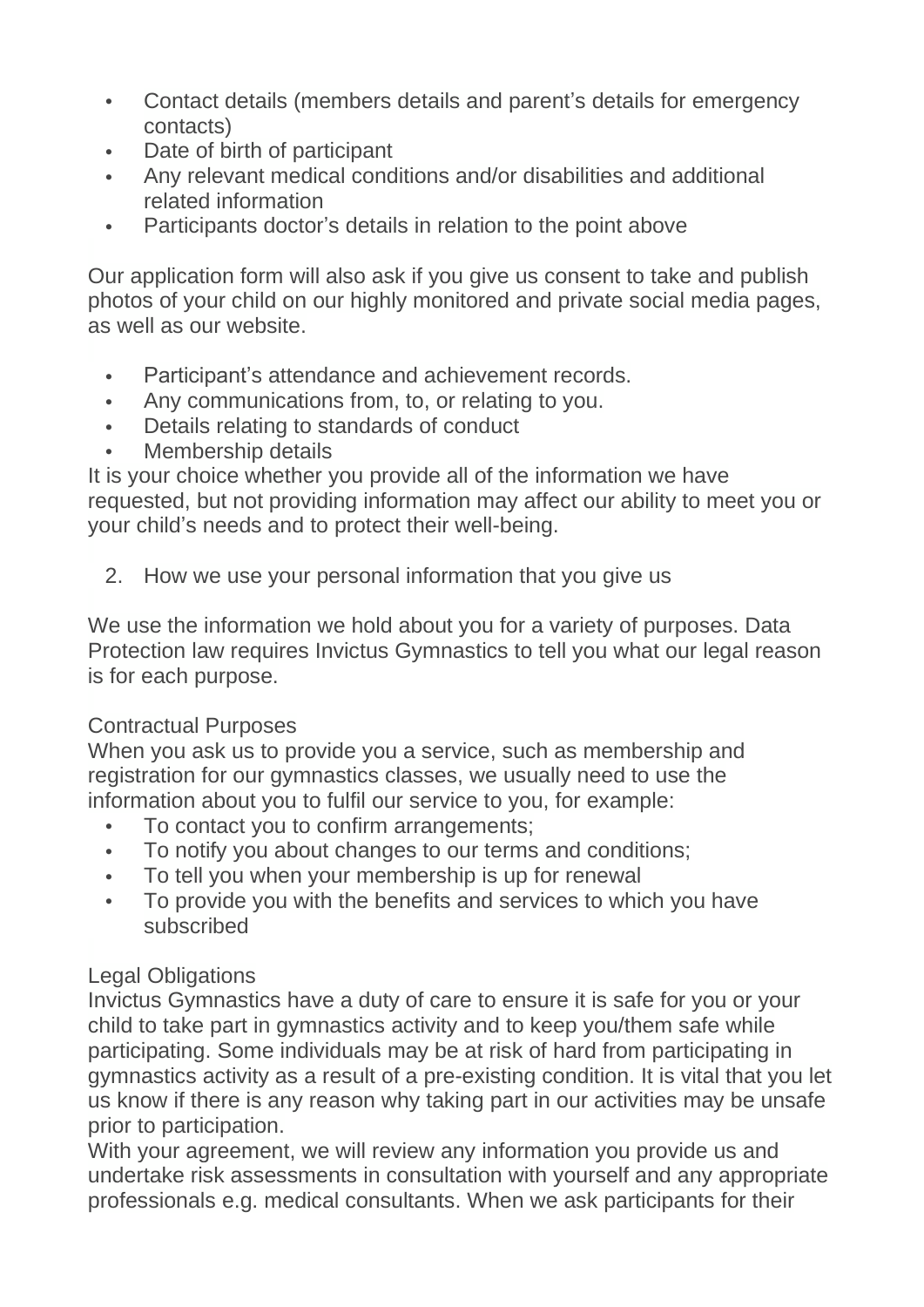- Contact details (members details and parent's details for emergency contacts)
- Date of birth of participant
- Any relevant medical conditions and/or disabilities and additional related information
- Participants doctor's details in relation to the point above

Our application form will also ask if you give us consent to take and publish photos of your child on our highly monitored and private social media pages, as well as our website.

- Participant's attendance and achievement records.
- Any communications from, to, or relating to you.
- Details relating to standards of conduct
- Membership details

It is your choice whether you provide all of the information we have requested, but not providing information may affect our ability to meet you or your child's needs and to protect their well-being.

2. How we use your personal information that you give us

We use the information we hold about you for a variety of purposes. Data Protection law requires Invictus Gymnastics to tell you what our legal reason is for each purpose.

Contractual Purposes
When you ask us to provide you a service, such as membership and registration for our gymnastics classes, we usually need to use the information about you to fulfil our service to you, for example:

- To contact you to confirm arrangements;
- To notify you about changes to our terms and conditions;
- To tell you when your membership is up for renewal
- To provide you with the benefits and services to which you have subscribed

Legal Obligations
Invictus Gymnastics have a duty of care to ensure it is safe for you or your child to take part in gymnastics activity and to keep you/them safe while participating. Some individuals may be at risk of hard from participating in gymnastics activity as a result of a pre-existing condition. It is vital that you let us know if there is any reason why taking part in our activities may be unsafe prior to participation.
With your agreement, we will review any information you provide us and undertake risk assessments in consultation with yourself and any appropriate professionals e.g. medical consultants. When we ask participants for their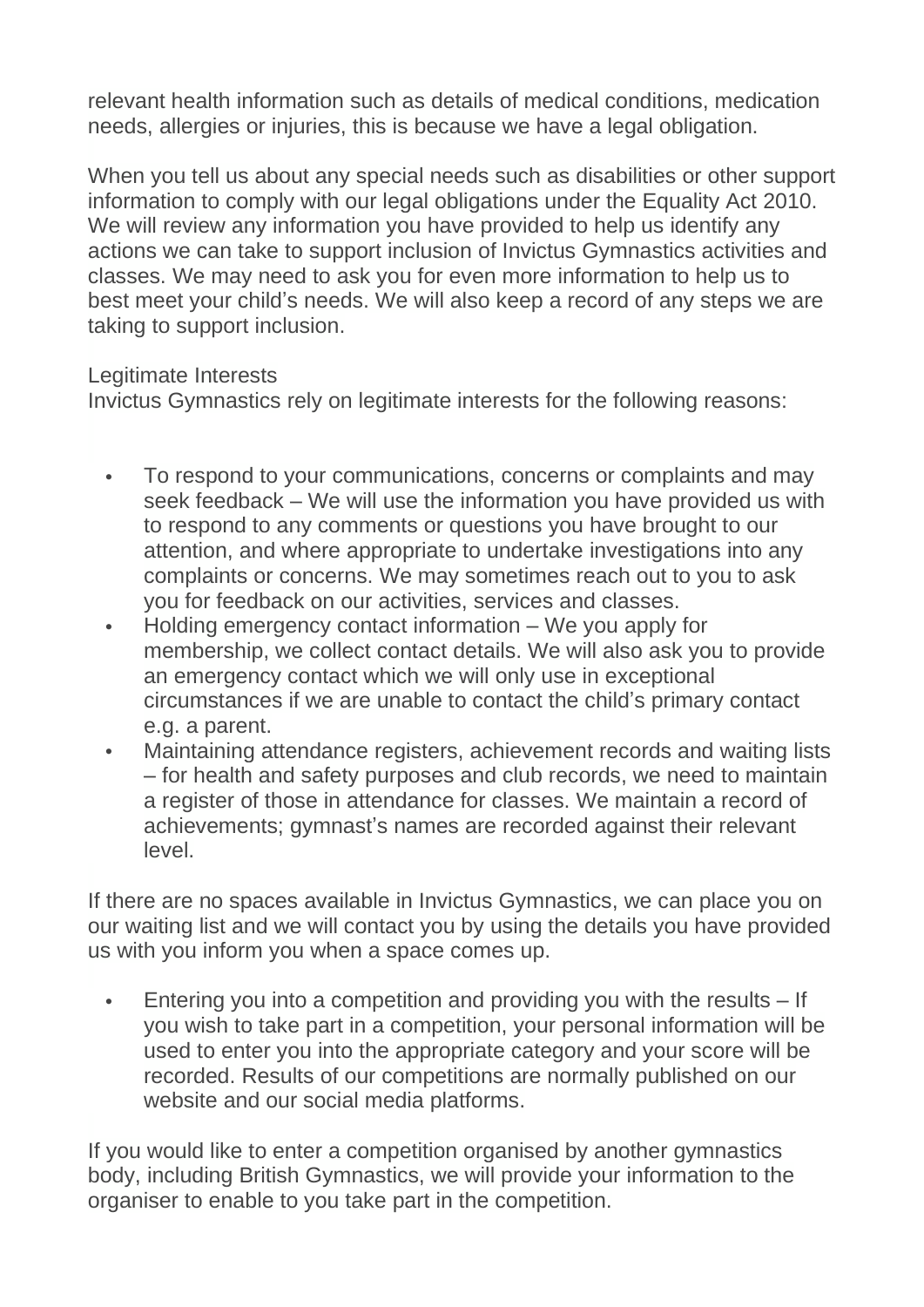relevant health information such as details of medical conditions, medication needs, allergies or injuries, this is because we have a legal obligation.

When you tell us about any special needs such as disabilities or other support information to comply with our legal obligations under the Equality Act 2010. We will review any information you have provided to help us identify any actions we can take to support inclusion of Invictus Gymnastics activities and classes. We may need to ask you for even more information to help us to best meet your child's needs. We will also keep a record of any steps we are taking to support inclusion.

Legitimate Interests
Invictus Gymnastics rely on legitimate interests for the following reasons:

- To respond to your communications, concerns or complaints and may seek feedback – We will use the information you have provided us with to respond to any comments or questions you have brought to our attention, and where appropriate to undertake investigations into any complaints or concerns. We may sometimes reach out to you to ask you for feedback on our activities, services and classes.
- Holding emergency contact information – We you apply for membership, we collect contact details. We will also ask you to provide an emergency contact which we will only use in exceptional circumstances if we are unable to contact the child's primary contact e.g. a parent.
- Maintaining attendance registers, achievement records and waiting lists – for health and safety purposes and club records, we need to maintain a register of those in attendance for classes. We maintain a record of achievements; gymnast's names are recorded against their relevant level.

If there are no spaces available in Invictus Gymnastics, we can place you on our waiting list and we will contact you by using the details you have provided us with you inform you when a space comes up.

- Entering you into a competition and providing you with the results – If you wish to take part in a competition, your personal information will be used to enter you into the appropriate category and your score will be recorded. Results of our competitions are normally published on our website and our social media platforms.

If you would like to enter a competition organised by another gymnastics body, including British Gymnastics, we will provide your information to the organiser to enable to you take part in the competition.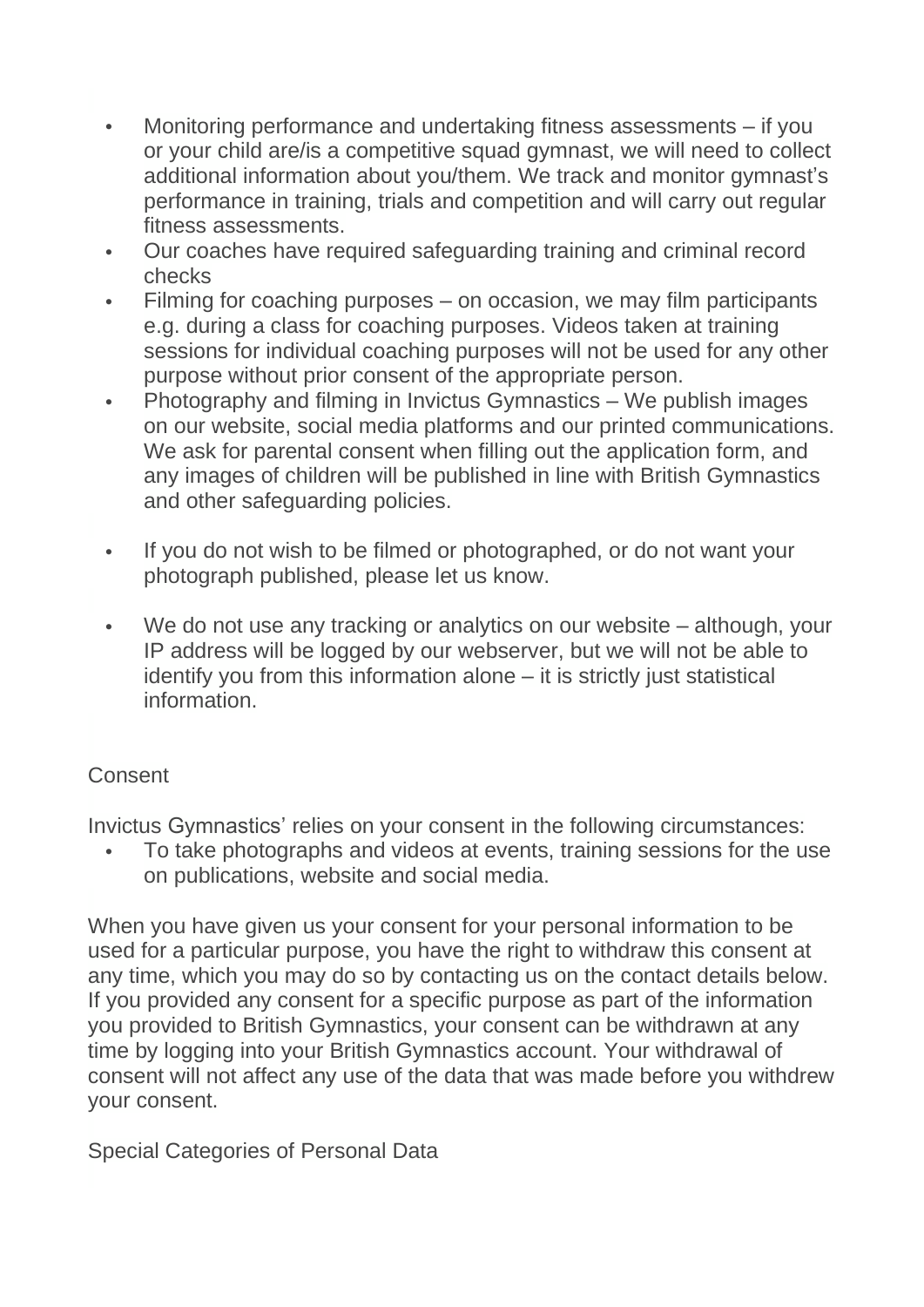- Monitoring performance and undertaking fitness assessments – if you or your child are/is a competitive squad gymnast, we will need to collect additional information about you/them. We track and monitor gymnast's performance in training, trials and competition and will carry out regular fitness assessments.
- Our coaches have required safeguarding training and criminal record checks
- Filming for coaching purposes – on occasion, we may film participants e.g. during a class for coaching purposes. Videos taken at training sessions for individual coaching purposes will not be used for any other purpose without prior consent of the appropriate person.
- Photography and filming in Invictus Gymnastics – We publish images on our website, social media platforms and our printed communications. We ask for parental consent when filling out the application form, and any images of children will be published in line with British Gymnastics and other safeguarding policies.
- If you do not wish to be filmed or photographed, or do not want your photograph published, please let us know.
- We do not use any tracking or analytics on our website – although, your IP address will be logged by our webserver, but we will not be able to identify you from this information alone – it is strictly just statistical information.

## Consent

Invictus Gymnastics' relies on your consent in the following circumstances:

- To take photographs and videos at events, training sessions for the use on publications, website and social media.

When you have given us your consent for your personal information to be used for a particular purpose, you have the right to withdraw this consent at any time, which you may do so by contacting us on the contact details below. If you provided any consent for a specific purpose as part of the information you provided to British Gymnastics, your consent can be withdrawn at any time by logging into your British Gymnastics account. Your withdrawal of consent will not affect any use of the data that was made before you withdrew your consent.

## Special Categories of Personal Data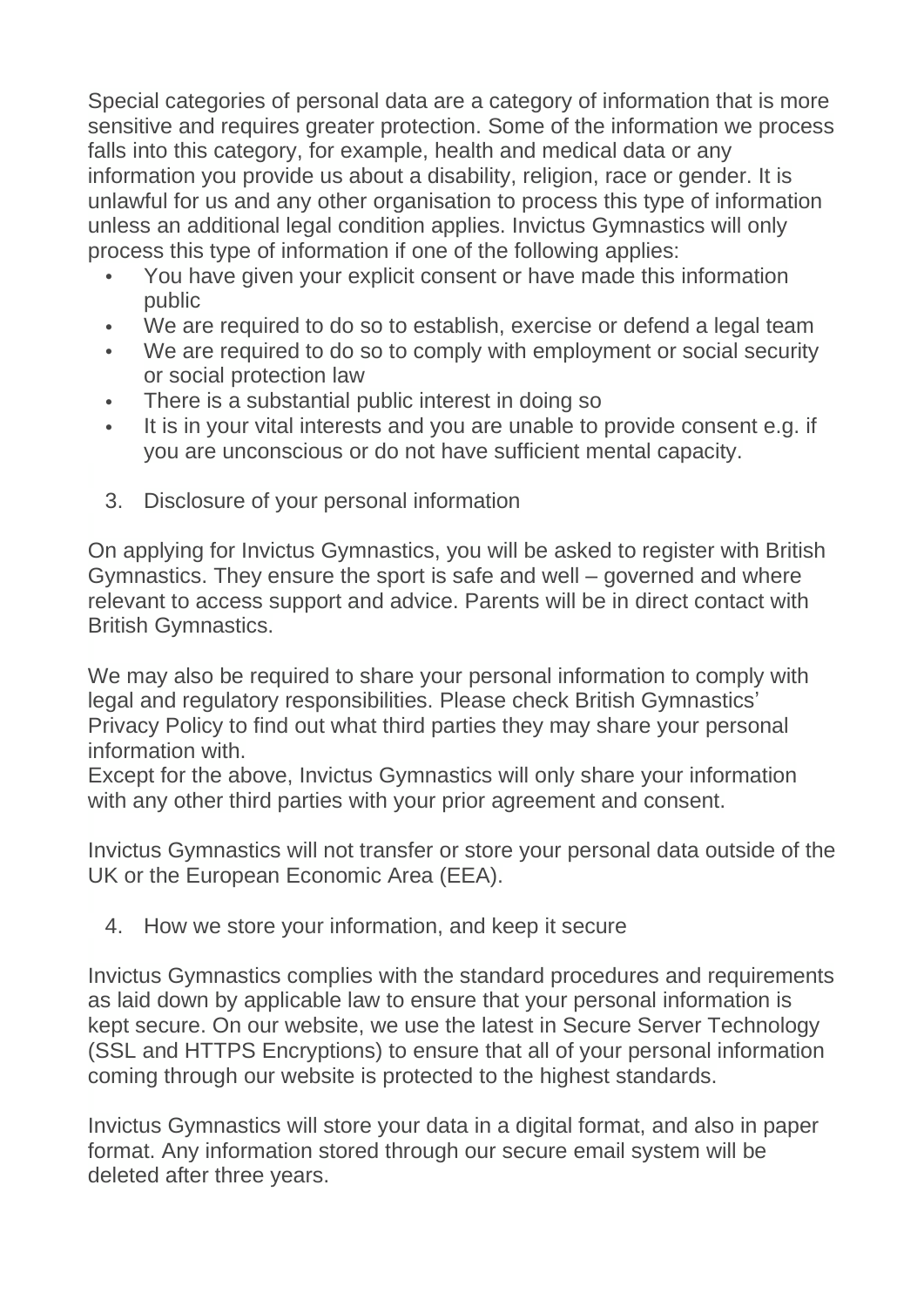Special categories of personal data are a category of information that is more sensitive and requires greater protection. Some of the information we process falls into this category, for example, health and medical data or any information you provide us about a disability, religion, race or gender. It is unlawful for us and any other organisation to process this type of information unless an additional legal condition applies. Invictus Gymnastics will only process this type of information if one of the following applies:

- You have given your explicit consent or have made this information public
- We are required to do so to establish, exercise or defend a legal team
- We are required to do so to comply with employment or social security or social protection law
- There is a substantial public interest in doing so
- It is in your vital interests and you are unable to provide consent e.g. if you are unconscious or do not have sufficient mental capacity.

## 3. Disclosure of your personal information

On applying for Invictus Gymnastics, you will be asked to register with British Gymnastics. They ensure the sport is safe and well – governed and where relevant to access support and advice. Parents will be in direct contact with British Gymnastics.

We may also be required to share your personal information to comply with legal and regulatory responsibilities. Please check British Gymnastics' Privacy Policy to find out what third parties they may share your personal information with.
Except for the above, Invictus Gymnastics will only share your information with any other third parties with your prior agreement and consent.

Invictus Gymnastics will not transfer or store your personal data outside of the UK or the European Economic Area (EEA).

## 4. How we store your information, and keep it secure

Invictus Gymnastics complies with the standard procedures and requirements as laid down by applicable law to ensure that your personal information is kept secure. On our website, we use the latest in Secure Server Technology (SSL and HTTPS Encryptions) to ensure that all of your personal information coming through our website is protected to the highest standards.

Invictus Gymnastics will store your data in a digital format, and also in paper format. Any information stored through our secure email system will be deleted after three years.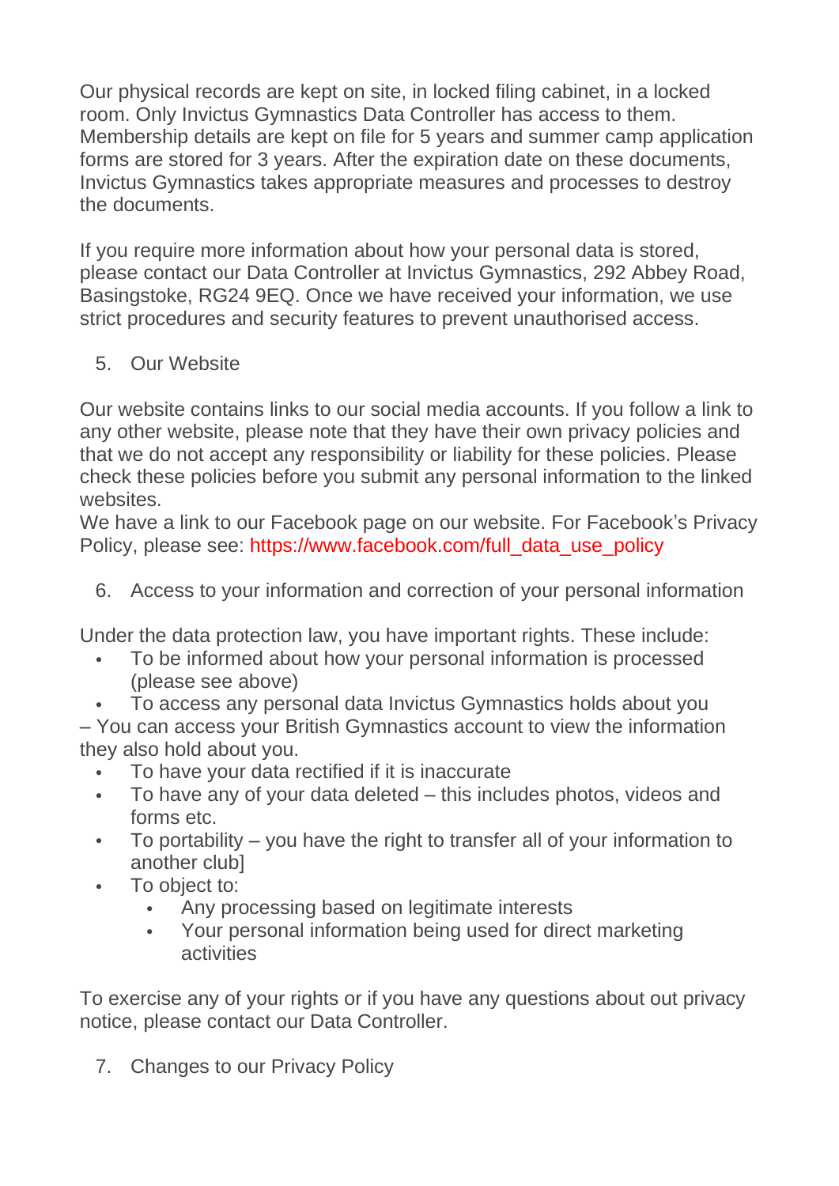Our physical records are kept on site, in locked filing cabinet, in a locked room. Only Invictus Gymnastics Data Controller has access to them. Membership details are kept on file for 5 years and summer camp application forms are stored for 3 years. After the expiration date on these documents, Invictus Gymnastics takes appropriate measures and processes to destroy the documents.

If you require more information about how your personal data is stored, please contact our Data Controller at Invictus Gymnastics, 292 Abbey Road, Basingstoke, RG24 9EQ. Once we have received your information, we use strict procedures and security features to prevent unauthorised access.

## 5. Our Website

Our website contains links to our social media accounts. If you follow a link to any other website, please note that they have their own privacy policies and that we do not accept any responsibility or liability for these policies. Please check these policies before you submit any personal information to the linked websites.
We have a link to our Facebook page on our website. For Facebook's Privacy Policy, please see: https://www.facebook.com/full_data_use_policy

## 6. Access to your information and correction of your personal information

Under the data protection law, you have important rights. These include:

- To be informed about how your personal information is processed (please see above)
- To access any personal data Invictus Gymnastics holds about you

– You can access your British Gymnastics account to view the information they also hold about you.

- To have your data rectified if it is inaccurate
- To have any of your data deleted – this includes photos, videos and forms etc.
- To portability – you have the right to transfer all of your information to another club]
- To object to:
  - Any processing based on legitimate interests
  - Your personal information being used for direct marketing activities

To exercise any of your rights or if you have any questions about out privacy notice, please contact our Data Controller.

## 7. Changes to our Privacy Policy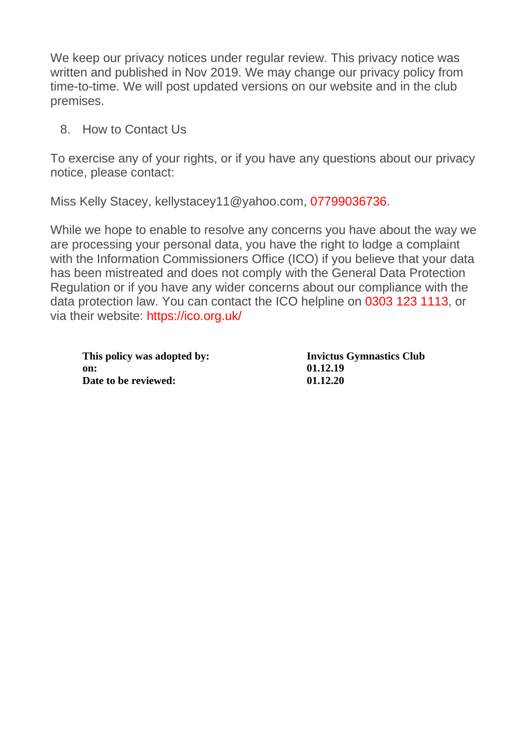We keep our privacy notices under regular review. This privacy notice was written and published in Nov 2019. We may change our privacy policy from time-to-time. We will post updated versions on our website and in the club premises.

8. How to Contact Us

To exercise any of your rights, or if you have any questions about our privacy notice, please contact:

Miss Kelly Stacey, kellystacey11@yahoo.com, 07799036736.

While we hope to enable to resolve any concerns you have about the way we are processing your personal data, you have the right to lodge a complaint with the Information Commissioners Office (ICO) if you believe that your data has been mistreated and does not comply with the General Data Protection Regulation or if you have any wider concerns about our compliance with the data protection law. You can contact the ICO helpline on 0303 123 1113, or via their website: https://ico.org.uk/

| | |
|---|---|
| **This policy was adopted by:** | **Invictus Gymnastics Club** |
| **on:** | **01.12.19** |
| **Date to be reviewed:** | **01.12.20** |